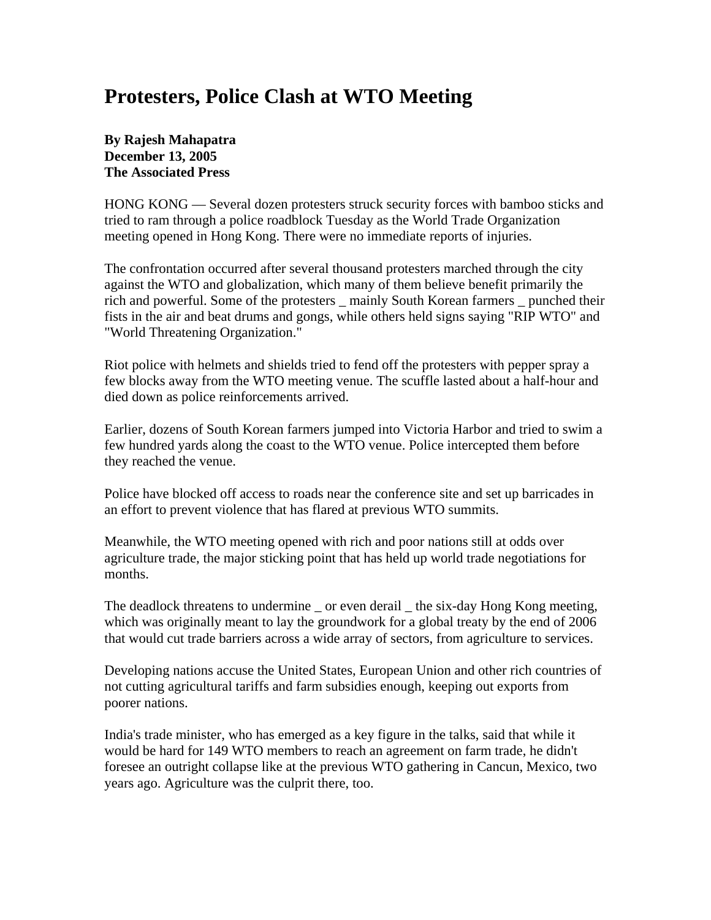# Protesters, Police Clash at WTO Meeting

**By Rajesh Mahapatra**
**December 13, 2005**
**The Associated Press**

HONG KONG — Several dozen protesters struck security forces with bamboo sticks and tried to ram through a police roadblock Tuesday as the World Trade Organization meeting opened in Hong Kong. There were no immediate reports of injuries.

The confrontation occurred after several thousand protesters marched through the city against the WTO and globalization, which many of them believe benefit primarily the rich and powerful. Some of the protesters _ mainly South Korean farmers _ punched their fists in the air and beat drums and gongs, while others held signs saying "RIP WTO" and "World Threatening Organization."

Riot police with helmets and shields tried to fend off the protesters with pepper spray a few blocks away from the WTO meeting venue. The scuffle lasted about a half-hour and died down as police reinforcements arrived.

Earlier, dozens of South Korean farmers jumped into Victoria Harbor and tried to swim a few hundred yards along the coast to the WTO venue. Police intercepted them before they reached the venue.

Police have blocked off access to roads near the conference site and set up barricades in an effort to prevent violence that has flared at previous WTO summits.

Meanwhile, the WTO meeting opened with rich and poor nations still at odds over agriculture trade, the major sticking point that has held up world trade negotiations for months.

The deadlock threatens to undermine _ or even derail _ the six-day Hong Kong meeting, which was originally meant to lay the groundwork for a global treaty by the end of 2006 that would cut trade barriers across a wide array of sectors, from agriculture to services.

Developing nations accuse the United States, European Union and other rich countries of not cutting agricultural tariffs and farm subsidies enough, keeping out exports from poorer nations.

India's trade minister, who has emerged as a key figure in the talks, said that while it would be hard for 149 WTO members to reach an agreement on farm trade, he didn't foresee an outright collapse like at the previous WTO gathering in Cancun, Mexico, two years ago. Agriculture was the culprit there, too.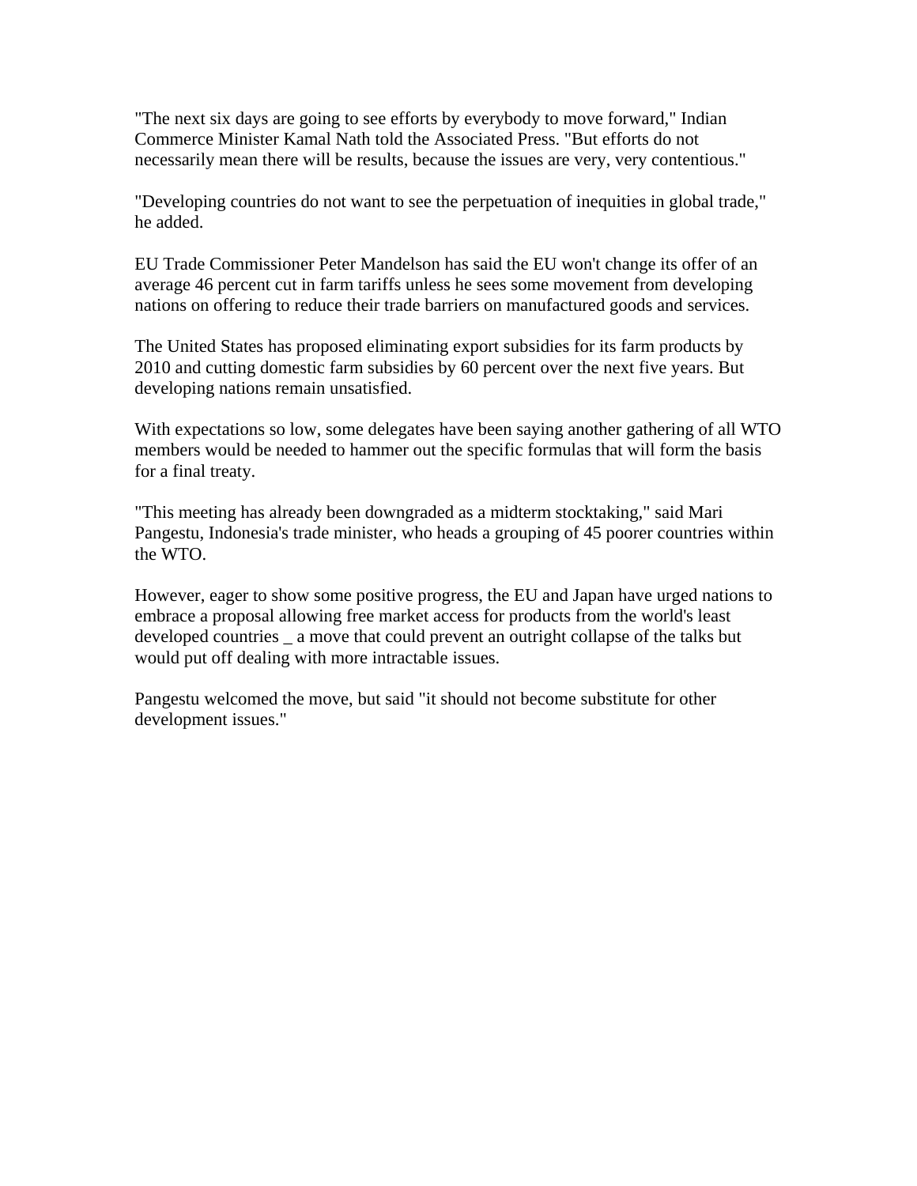"The next six days are going to see efforts by everybody to move forward," Indian Commerce Minister Kamal Nath told the Associated Press. "But efforts do not necessarily mean there will be results, because the issues are very, very contentious."

"Developing countries do not want to see the perpetuation of inequities in global trade," he added.

EU Trade Commissioner Peter Mandelson has said the EU won't change its offer of an average 46 percent cut in farm tariffs unless he sees some movement from developing nations on offering to reduce their trade barriers on manufactured goods and services.

The United States has proposed eliminating export subsidies for its farm products by 2010 and cutting domestic farm subsidies by 60 percent over the next five years. But developing nations remain unsatisfied.

With expectations so low, some delegates have been saying another gathering of all WTO members would be needed to hammer out the specific formulas that will form the basis for a final treaty.

"This meeting has already been downgraded as a midterm stocktaking," said Mari Pangestu, Indonesia's trade minister, who heads a grouping of 45 poorer countries within the WTO.

However, eager to show some positive progress, the EU and Japan have urged nations to embrace a proposal allowing free market access for products from the world's least developed countries _ a move that could prevent an outright collapse of the talks but would put off dealing with more intractable issues.

Pangestu welcomed the move, but said "it should not become substitute for other development issues."